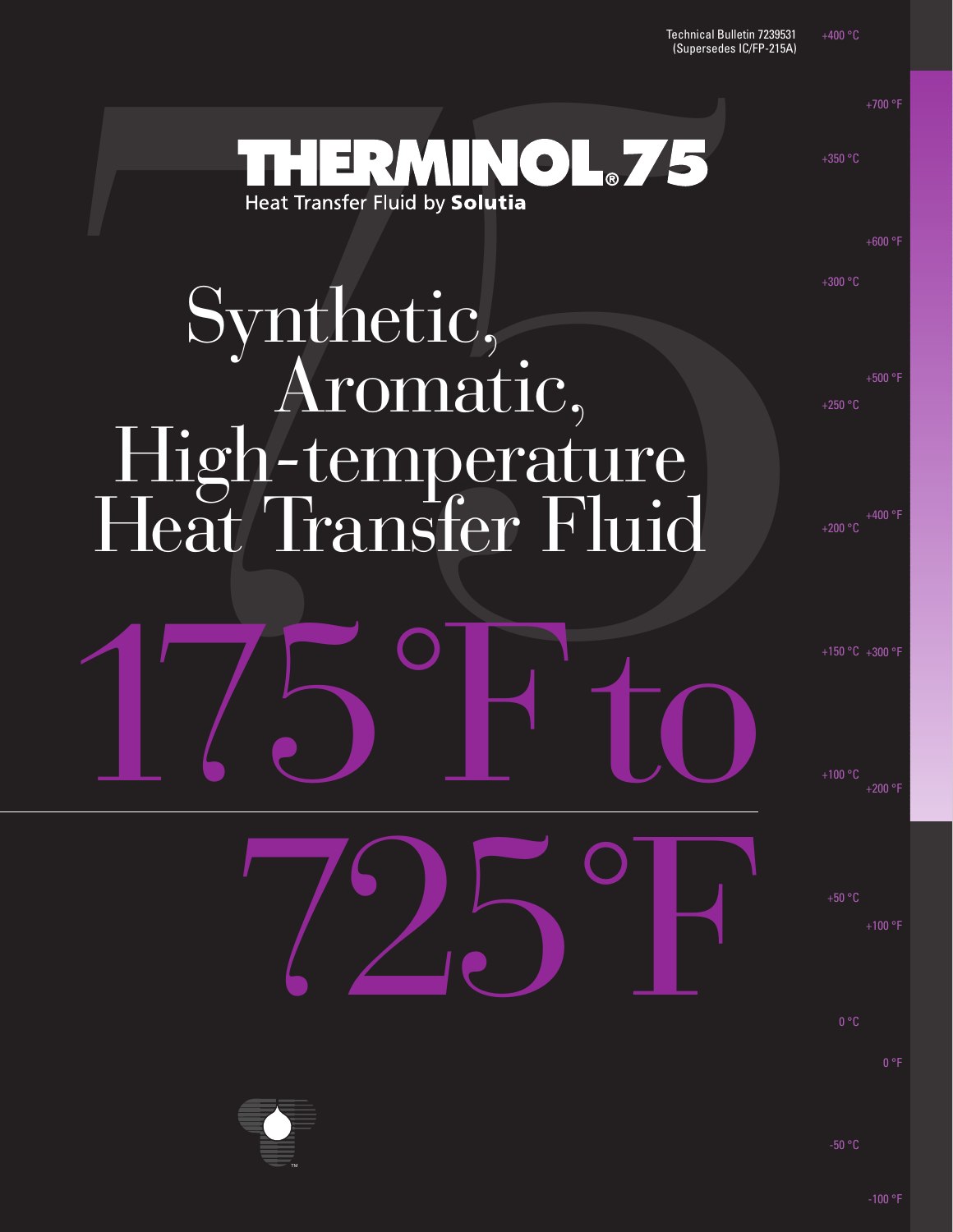Technical Bulletin 7239531
(Supersedes IC/FP-215A)

# THERMINOL® 75

Heat Transfer Fluid by **Solutia**

# Synthetic, Aromatic, High-temperature Heat Transfer Fluid

# 175 °F to 725 °F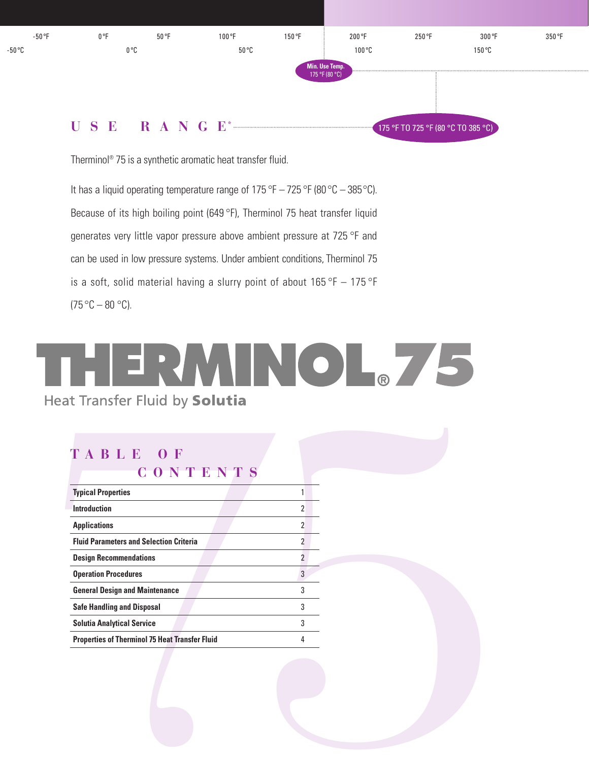Min. Use Temp. 175 °F (80 °C)

## USE RANGE*

175 °F TO 725 °F (80 °C TO 385 °C)

Therminol® 75 is a synthetic aromatic heat transfer fluid.

It has a liquid operating temperature range of 175 °F – 725 °F (80 °C – 385 °C). Because of its high boiling point (649 °F), Therminol 75 heat transfer liquid generates very little vapor pressure above ambient pressure at 725 °F and can be used in low pressure systems. Under ambient conditions, Therminol 75 is a soft, solid material having a slurry point of about 165 °F – 175 °F (75 °C – 80 °C).

# THERMINOL® 75

Heat Transfer Fluid by **Solutia**

## TABLE OF CONTENTS

| Section | Page |
|---|---|
| **Typical Properties** | 1 |
| **Introduction** | 2 |
| **Applications** | 2 |
| **Fluid Parameters and Selection Criteria** | 2 |
| **Design Recommendations** | 2 |
| **Operation Procedures** | 3 |
| **General Design and Maintenance** | 3 |
| **Safe Handling and Disposal** | 3 |
| **Solutia Analytical Service** | 3 |
| **Properties of Therminol 75 Heat Transfer Fluid** | 4 |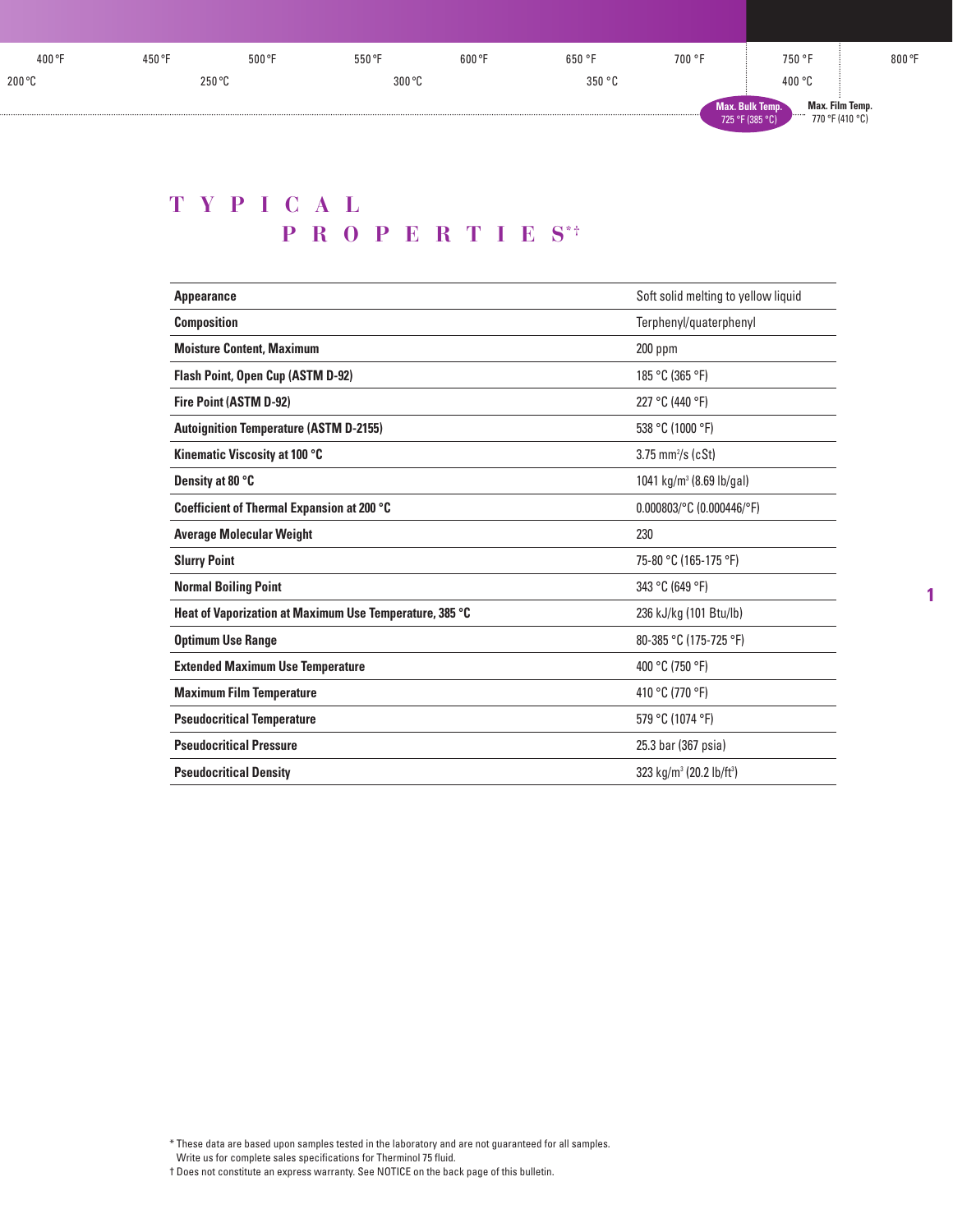400 °F 450 °F 500 °F 550 °F 600 °F 650 °F 700 °F 750 °F 800 °F

200 °C 250 °C 300 °C 350 °C 400 °C

**Max. Bulk Temp.** 725 °F (385 °C) **Max. Film Temp.** 770 °F (410 °C)

# TYPICAL PROPERTIES*†

| Property | Value |
|---|---|
| **Appearance** | Soft solid melting to yellow liquid |
| **Composition** | Terphenyl/quaterphenyl |
| **Moisture Content, Maximum** | 200 ppm |
| **Flash Point, Open Cup (ASTM D-92)** | 185 °C (365 °F) |
| **Fire Point (ASTM D-92)** | 227 °C (440 °F) |
| **Autoignition Temperature (ASTM D-2155)** | 538 °C (1000 °F) |
| **Kinematic Viscosity at 100 °C** | 3.75 $mm^2/s$ (cSt) |
| **Density at 80 °C** | 1041 $kg/m^3$ (8.69 lb/gal) |
| **Coefficient of Thermal Expansion at 200 °C** | 0.000803/°C (0.000446/°F) |
| **Average Molecular Weight** | 230 |
| **Slurry Point** | 75-80 °C (165-175 °F) |
| **Normal Boiling Point** | 343 °C (649 °F) |
| **Heat of Vaporization at Maximum Use Temperature, 385 °C** | 236 kJ/kg (101 Btu/lb) |
| **Optimum Use Range** | 80-385 °C (175-725 °F) |
| **Extended Maximum Use Temperature** | 400 °C (750 °F) |
| **Maximum Film Temperature** | 410 °C (770 °F) |
| **Pseudocritical Temperature** | 579 °C (1074 °F) |
| **Pseudocritical Pressure** | 25.3 bar (367 psia) |
| **Pseudocritical Density** | 323 $kg/m^3$ (20.2 $lb/ft^3$) |

* These data are based upon samples tested in the laboratory and are not guaranteed for all samples. Write us for complete sales specifications for Therminol 75 fluid.

† Does not constitute an express warranty. See NOTICE on the back page of this bulletin.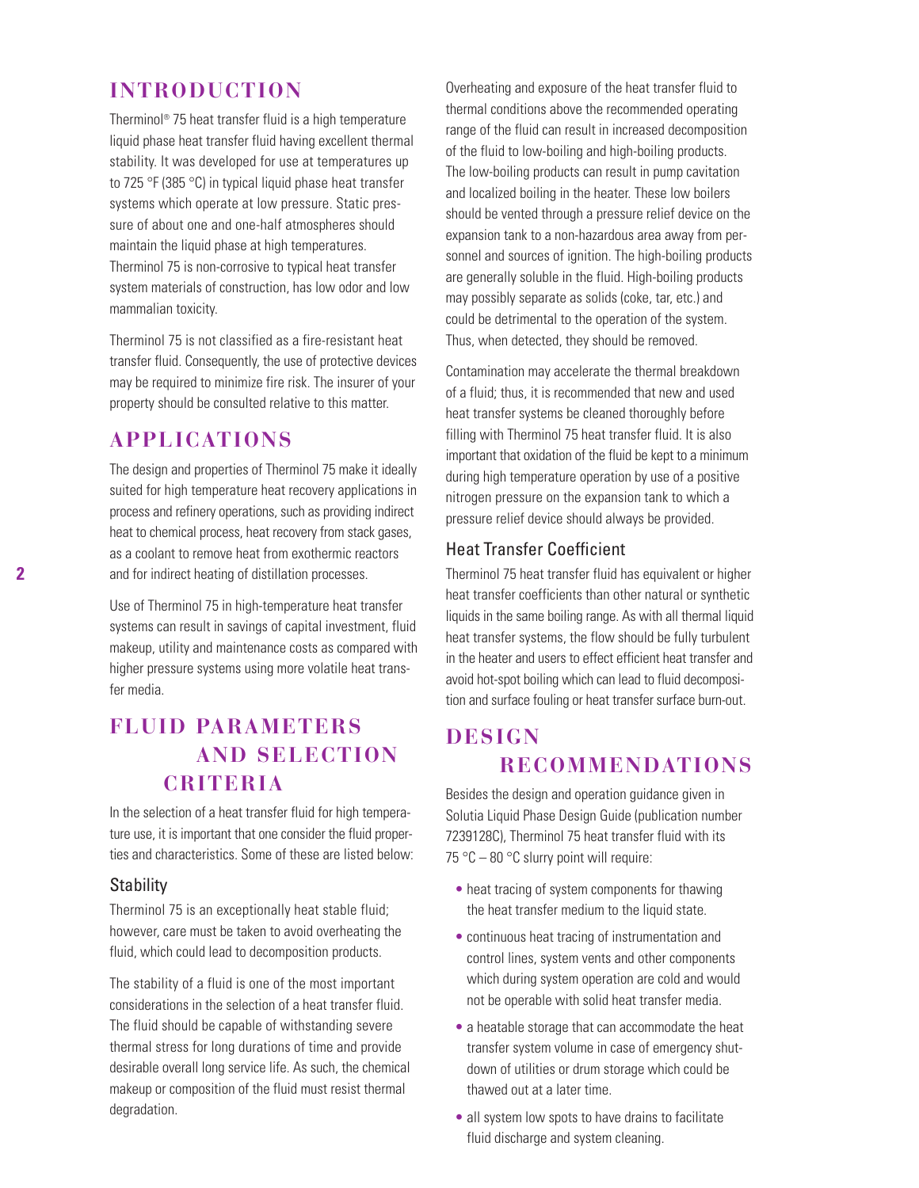## INTRODUCTION

Therminol® 75 heat transfer fluid is a high temperature liquid phase heat transfer fluid having excellent thermal stability. It was developed for use at temperatures up to 725 °F (385 °C) in typical liquid phase heat transfer systems which operate at low pressure. Static pressure of about one and one-half atmospheres should maintain the liquid phase at high temperatures. Therminol 75 is non-corrosive to typical heat transfer system materials of construction, has low odor and low mammalian toxicity.

Therminol 75 is not classified as a fire-resistant heat transfer fluid. Consequently, the use of protective devices may be required to minimize fire risk. The insurer of your property should be consulted relative to this matter.

## APPLICATIONS

The design and properties of Therminol 75 make it ideally suited for high temperature heat recovery applications in process and refinery operations, such as providing indirect heat to chemical process, heat recovery from stack gases, as a coolant to remove heat from exothermic reactors and for indirect heating of distillation processes.

Use of Therminol 75 in high-temperature heat transfer systems can result in savings of capital investment, fluid makeup, utility and maintenance costs as compared with higher pressure systems using more volatile heat transfer media.

## FLUID PARAMETERS AND SELECTION CRITERIA

In the selection of a heat transfer fluid for high temperature use, it is important that one consider the fluid properties and characteristics. Some of these are listed below:

### Stability

Therminol 75 is an exceptionally heat stable fluid; however, care must be taken to avoid overheating the fluid, which could lead to decomposition products.

The stability of a fluid is one of the most important considerations in the selection of a heat transfer fluid. The fluid should be capable of withstanding severe thermal stress for long durations of time and provide desirable overall long service life. As such, the chemical makeup or composition of the fluid must resist thermal degradation.

Overheating and exposure of the heat transfer fluid to thermal conditions above the recommended operating range of the fluid can result in increased decomposition of the fluid to low-boiling and high-boiling products. The low-boiling products can result in pump cavitation and localized boiling in the heater. These low boilers should be vented through a pressure relief device on the expansion tank to a non-hazardous area away from personnel and sources of ignition. The high-boiling products are generally soluble in the fluid. High-boiling products may possibly separate as solids (coke, tar, etc.) and could be detrimental to the operation of the system. Thus, when detected, they should be removed.

Contamination may accelerate the thermal breakdown of a fluid; thus, it is recommended that new and used heat transfer systems be cleaned thoroughly before filling with Therminol 75 heat transfer fluid. It is also important that oxidation of the fluid be kept to a minimum during high temperature operation by use of a positive nitrogen pressure on the expansion tank to which a pressure relief device should always be provided.

### Heat Transfer Coefficient

Therminol 75 heat transfer fluid has equivalent or higher heat transfer coefficients than other natural or synthetic liquids in the same boiling range. As with all thermal liquid heat transfer systems, the flow should be fully turbulent in the heater and users to effect efficient heat transfer and avoid hot-spot boiling which can lead to fluid decomposition and surface fouling or heat transfer surface burn-out.

## DESIGN RECOMMENDATIONS

Besides the design and operation guidance given in Solutia Liquid Phase Design Guide (publication number 7239128C), Therminol 75 heat transfer fluid with its 75 °C – 80 °C slurry point will require:

- heat tracing of system components for thawing the heat transfer medium to the liquid state.
- continuous heat tracing of instrumentation and control lines, system vents and other components which during system operation are cold and would not be operable with solid heat transfer media.
- a heatable storage that can accommodate the heat transfer system volume in case of emergency shutdown of utilities or drum storage which could be thawed out at a later time.
- all system low spots to have drains to facilitate fluid discharge and system cleaning.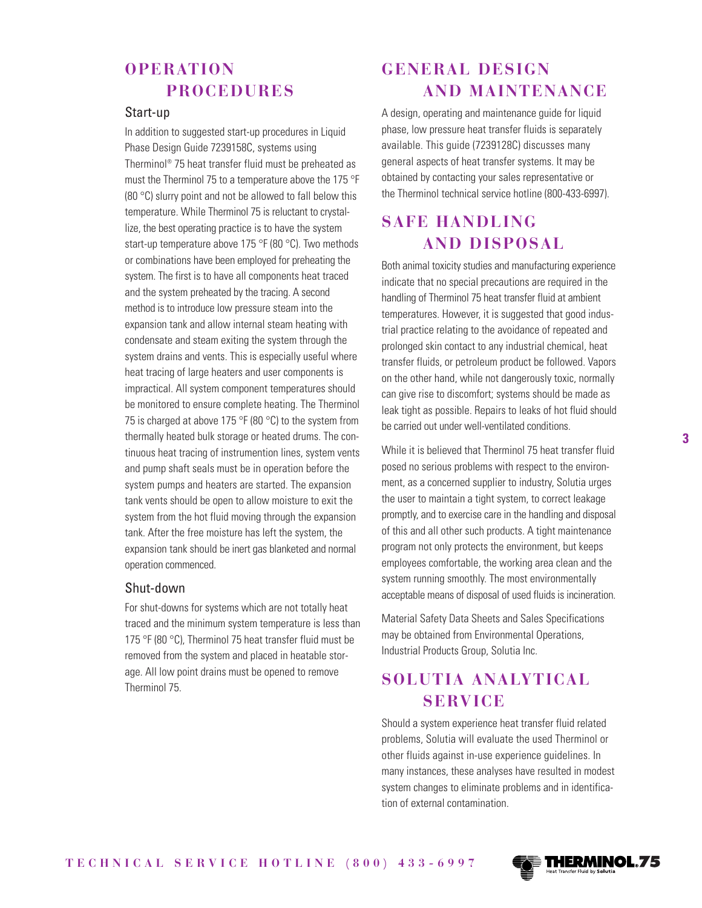## OPERATION PROCEDURES

### Start-up

In addition to suggested start-up procedures in Liquid Phase Design Guide 7239158C, systems using Therminol® 75 heat transfer fluid must be preheated as must the Therminol 75 to a temperature above the 175 °F (80 °C) slurry point and not be allowed to fall below this temperature. While Therminol 75 is reluctant to crystallize, the best operating practice is to have the system start-up temperature above 175 °F (80 °C). Two methods or combinations have been employed for preheating the system. The first is to have all components heat traced and the system preheated by the tracing. A second method is to introduce low pressure steam into the expansion tank and allow internal steam heating with condensate and steam exiting the system through the system drains and vents. This is especially useful where heat tracing of large heaters and user components is impractical. All system component temperatures should be monitored to ensure complete heating. The Therminol 75 is charged at above 175 °F (80 °C) to the system from thermally heated bulk storage or heated drums. The continuous heat tracing of instrumention lines, system vents and pump shaft seals must be in operation before the system pumps and heaters are started. The expansion tank vents should be open to allow moisture to exit the system from the hot fluid moving through the expansion tank. After the free moisture has left the system, the expansion tank should be inert gas blanketed and normal operation commenced.

### Shut-down

For shut-downs for systems which are not totally heat traced and the minimum system temperature is less than 175 °F (80 °C), Therminol 75 heat transfer fluid must be removed from the system and placed in heatable storage. All low point drains must be opened to remove Therminol 75.

## GENERAL DESIGN AND MAINTENANCE

A design, operating and maintenance guide for liquid phase, low pressure heat transfer fluids is separately available. This guide (7239128C) discusses many general aspects of heat transfer systems. It may be obtained by contacting your sales representative or the Therminol technical service hotline (800-433-6997).

## SAFE HANDLING AND DISPOSAL

Both animal toxicity studies and manufacturing experience indicate that no special precautions are required in the handling of Therminol 75 heat transfer fluid at ambient temperatures. However, it is suggested that good industrial practice relating to the avoidance of repeated and prolonged skin contact to any industrial chemical, heat transfer fluids, or petroleum product be followed. Vapors on the other hand, while not dangerously toxic, normally can give rise to discomfort; systems should be made as leak tight as possible. Repairs to leaks of hot fluid should be carried out under well-ventilated conditions.

While it is believed that Therminol 75 heat transfer fluid posed no serious problems with respect to the environment, as a concerned supplier to industry, Solutia urges the user to maintain a tight system, to correct leakage promptly, and to exercise care in the handling and disposal of this and all other such products. A tight maintenance program not only protects the environment, but keeps employees comfortable, the working area clean and the system running smoothly. The most environmentally acceptable means of disposal of used fluids is incineration.

Material Safety Data Sheets and Sales Specifications may be obtained from Environmental Operations, Industrial Products Group, Solutia Inc.

## SOLUTIA ANALYTICAL SERVICE

Should a system experience heat transfer fluid related problems, Solutia will evaluate the used Therminol or other fluids against in-use experience guidelines. In many instances, these analyses have resulted in modest system changes to eliminate problems and in identification of external contamination.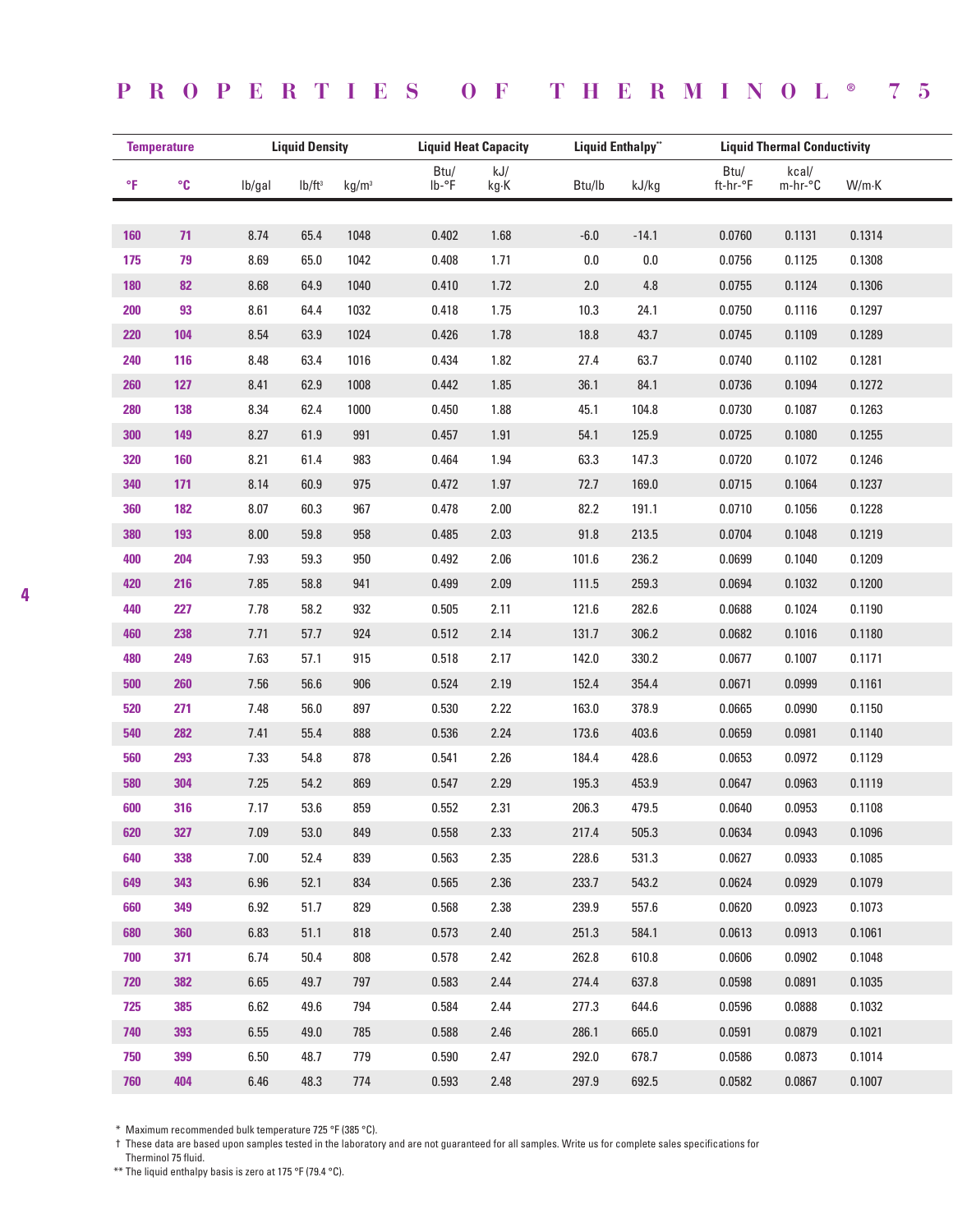# PROPERTIES OF THERMINOL® 75

| Temperature | | Liquid Density | | | Liquid Heat Capacity | | Liquid Enthalpy** | | Liquid Thermal Conductivity | | |
|---|---|---|---|---|---|---|---|---|---|---|---|
| °F | °C | lb/gal | lb/ft³ | kg/m³ | Btu/ lb-°F | kJ/ kg·K | Btu/lb | kJ/kg | Btu/ ft-hr-°F | kcal/ m-hr-°C | W/m·K |
| 160 | 71 | 8.74 | 65.4 | 1048 | 0.402 | 1.68 | -6.0 | -14.1 | 0.0760 | 0.1131 | 0.1314 |
| 175 | 79 | 8.69 | 65.0 | 1042 | 0.408 | 1.71 | 0.0 | 0.0 | 0.0756 | 0.1125 | 0.1308 |
| 180 | 82 | 8.68 | 64.9 | 1040 | 0.410 | 1.72 | 2.0 | 4.8 | 0.0755 | 0.1124 | 0.1306 |
| 200 | 93 | 8.61 | 64.4 | 1032 | 0.418 | 1.75 | 10.3 | 24.1 | 0.0750 | 0.1116 | 0.1297 |
| 220 | 104 | 8.54 | 63.9 | 1024 | 0.426 | 1.78 | 18.8 | 43.7 | 0.0745 | 0.1109 | 0.1289 |
| 240 | 116 | 8.48 | 63.4 | 1016 | 0.434 | 1.82 | 27.4 | 63.7 | 0.0740 | 0.1102 | 0.1281 |
| 260 | 127 | 8.41 | 62.9 | 1008 | 0.442 | 1.85 | 36.1 | 84.1 | 0.0736 | 0.1094 | 0.1272 |
| 280 | 138 | 8.34 | 62.4 | 1000 | 0.450 | 1.88 | 45.1 | 104.8 | 0.0730 | 0.1087 | 0.1263 |
| 300 | 149 | 8.27 | 61.9 | 991 | 0.457 | 1.91 | 54.1 | 125.9 | 0.0725 | 0.1080 | 0.1255 |
| 320 | 160 | 8.21 | 61.4 | 983 | 0.464 | 1.94 | 63.3 | 147.3 | 0.0720 | 0.1072 | 0.1246 |
| 340 | 171 | 8.14 | 60.9 | 975 | 0.472 | 1.97 | 72.7 | 169.0 | 0.0715 | 0.1064 | 0.1237 |
| 360 | 182 | 8.07 | 60.3 | 967 | 0.478 | 2.00 | 82.2 | 191.1 | 0.0710 | 0.1056 | 0.1228 |
| 380 | 193 | 8.00 | 59.8 | 958 | 0.485 | 2.03 | 91.8 | 213.5 | 0.0704 | 0.1048 | 0.1219 |
| 400 | 204 | 7.93 | 59.3 | 950 | 0.492 | 2.06 | 101.6 | 236.2 | 0.0699 | 0.1040 | 0.1209 |
| 420 | 216 | 7.85 | 58.8 | 941 | 0.499 | 2.09 | 111.5 | 259.3 | 0.0694 | 0.1032 | 0.1200 |
| 440 | 227 | 7.78 | 58.2 | 932 | 0.505 | 2.11 | 121.6 | 282.6 | 0.0688 | 0.1024 | 0.1190 |
| 460 | 238 | 7.71 | 57.7 | 924 | 0.512 | 2.14 | 131.7 | 306.2 | 0.0682 | 0.1016 | 0.1180 |
| 480 | 249 | 7.63 | 57.1 | 915 | 0.518 | 2.17 | 142.0 | 330.2 | 0.0677 | 0.1007 | 0.1171 |
| 500 | 260 | 7.56 | 56.6 | 906 | 0.524 | 2.19 | 152.4 | 354.4 | 0.0671 | 0.0999 | 0.1161 |
| 520 | 271 | 7.48 | 56.0 | 897 | 0.530 | 2.22 | 163.0 | 378.9 | 0.0665 | 0.0990 | 0.1150 |
| 540 | 282 | 7.41 | 55.4 | 888 | 0.536 | 2.24 | 173.6 | 403.6 | 0.0659 | 0.0981 | 0.1140 |
| 560 | 293 | 7.33 | 54.8 | 878 | 0.541 | 2.26 | 184.4 | 428.6 | 0.0653 | 0.0972 | 0.1129 |
| 580 | 304 | 7.25 | 54.2 | 869 | 0.547 | 2.29 | 195.3 | 453.9 | 0.0647 | 0.0963 | 0.1119 |
| 600 | 316 | 7.17 | 53.6 | 859 | 0.552 | 2.31 | 206.3 | 479.5 | 0.0640 | 0.0953 | 0.1108 |
| 620 | 327 | 7.09 | 53.0 | 849 | 0.558 | 2.33 | 217.4 | 505.3 | 0.0634 | 0.0943 | 0.1096 |
| 640 | 338 | 7.00 | 52.4 | 839 | 0.563 | 2.35 | 228.6 | 531.3 | 0.0627 | 0.0933 | 0.1085 |
| 649 | 343 | 6.96 | 52.1 | 834 | 0.565 | 2.36 | 233.7 | 543.2 | 0.0624 | 0.0929 | 0.1079 |
| 660 | 349 | 6.92 | 51.7 | 829 | 0.568 | 2.38 | 239.9 | 557.6 | 0.0620 | 0.0923 | 0.1073 |
| 680 | 360 | 6.83 | 51.1 | 818 | 0.573 | 2.40 | 251.3 | 584.1 | 0.0613 | 0.0913 | 0.1061 |
| 700 | 371 | 6.74 | 50.4 | 808 | 0.578 | 2.42 | 262.8 | 610.8 | 0.0606 | 0.0902 | 0.1048 |
| 720 | 382 | 6.65 | 49.7 | 797 | 0.583 | 2.44 | 274.4 | 637.8 | 0.0598 | 0.0891 | 0.1035 |
| 725 | 385 | 6.62 | 49.6 | 794 | 0.584 | 2.44 | 277.3 | 644.6 | 0.0596 | 0.0888 | 0.1032 |
| 740 | 393 | 6.55 | 49.0 | 785 | 0.588 | 2.46 | 286.1 | 665.0 | 0.0591 | 0.0879 | 0.1021 |
| 750 | 399 | 6.50 | 48.7 | 779 | 0.590 | 2.47 | 292.0 | 678.7 | 0.0586 | 0.0873 | 0.1014 |
| 760 | 404 | 6.46 | 48.3 | 774 | 0.593 | 2.48 | 297.9 | 692.5 | 0.0582 | 0.0867 | 0.1007 |

\* Maximum recommended bulk temperature 725 °F (385 °C).

† These data are based upon samples tested in the laboratory and are not guaranteed for all samples. Write us for complete sales specifications for Therminol 75 fluid.

** The liquid enthalpy basis is zero at 175 °F (79.4 °C).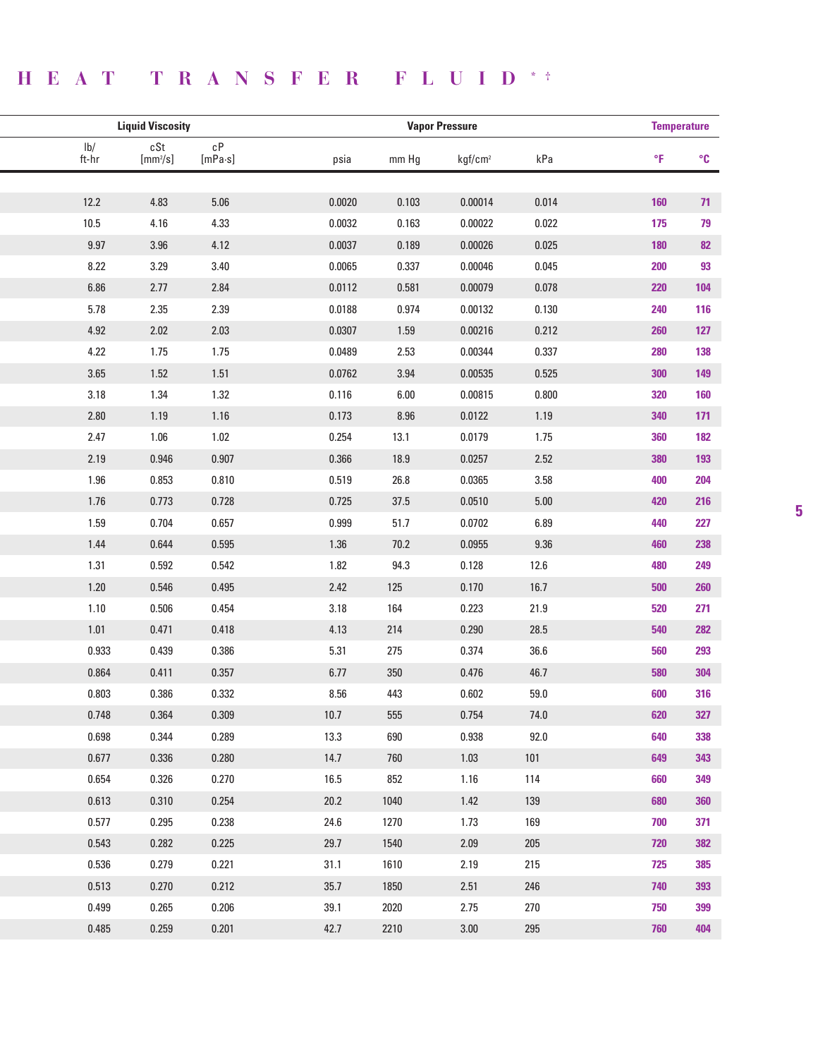# HEAT TRANSFER FLUID *†

| Liquid Viscosity | | | Vapor Pressure | | | | Temperature | |
|---|---|---|---|---|---|---|---|---|
| lb/ ft-hr | cSt [mm²/s] | cP [mPa·s] | psia | mm Hg | kgf/cm² | kPa | °F | °C |
| 12.2 | 4.83 | 5.06 | 0.0020 | 0.103 | 0.00014 | 0.014 | 160 | 71 |
| 10.5 | 4.16 | 4.33 | 0.0032 | 0.163 | 0.00022 | 0.022 | 175 | 79 |
| 9.97 | 3.96 | 4.12 | 0.0037 | 0.189 | 0.00026 | 0.025 | 180 | 82 |
| 8.22 | 3.29 | 3.40 | 0.0065 | 0.337 | 0.00046 | 0.045 | 200 | 93 |
| 6.86 | 2.77 | 2.84 | 0.0112 | 0.581 | 0.00079 | 0.078 | 220 | 104 |
| 5.78 | 2.35 | 2.39 | 0.0188 | 0.974 | 0.00132 | 0.130 | 240 | 116 |
| 4.92 | 2.02 | 2.03 | 0.0307 | 1.59 | 0.00216 | 0.212 | 260 | 127 |
| 4.22 | 1.75 | 1.75 | 0.0489 | 2.53 | 0.00344 | 0.337 | 280 | 138 |
| 3.65 | 1.52 | 1.51 | 0.0762 | 3.94 | 0.00535 | 0.525 | 300 | 149 |
| 3.18 | 1.34 | 1.32 | 0.116 | 6.00 | 0.00815 | 0.800 | 320 | 160 |
| 2.80 | 1.19 | 1.16 | 0.173 | 8.96 | 0.0122 | 1.19 | 340 | 171 |
| 2.47 | 1.06 | 1.02 | 0.254 | 13.1 | 0.0179 | 1.75 | 360 | 182 |
| 2.19 | 0.946 | 0.907 | 0.366 | 18.9 | 0.0257 | 2.52 | 380 | 193 |
| 1.96 | 0.853 | 0.810 | 0.519 | 26.8 | 0.0365 | 3.58 | 400 | 204 |
| 1.76 | 0.773 | 0.728 | 0.725 | 37.5 | 0.0510 | 5.00 | 420 | 216 |
| 1.59 | 0.704 | 0.657 | 0.999 | 51.7 | 0.0702 | 6.89 | 440 | 227 |
| 1.44 | 0.644 | 0.595 | 1.36 | 70.2 | 0.0955 | 9.36 | 460 | 238 |
| 1.31 | 0.592 | 0.542 | 1.82 | 94.3 | 0.128 | 12.6 | 480 | 249 |
| 1.20 | 0.546 | 0.495 | 2.42 | 125 | 0.170 | 16.7 | 500 | 260 |
| 1.10 | 0.506 | 0.454 | 3.18 | 164 | 0.223 | 21.9 | 520 | 271 |
| 1.01 | 0.471 | 0.418 | 4.13 | 214 | 0.290 | 28.5 | 540 | 282 |
| 0.933 | 0.439 | 0.386 | 5.31 | 275 | 0.374 | 36.6 | 560 | 293 |
| 0.864 | 0.411 | 0.357 | 6.77 | 350 | 0.476 | 46.7 | 580 | 304 |
| 0.803 | 0.386 | 0.332 | 8.56 | 443 | 0.602 | 59.0 | 600 | 316 |
| 0.748 | 0.364 | 0.309 | 10.7 | 555 | 0.754 | 74.0 | 620 | 327 |
| 0.698 | 0.344 | 0.289 | 13.3 | 690 | 0.938 | 92.0 | 640 | 338 |
| 0.677 | 0.336 | 0.280 | 14.7 | 760 | 1.03 | 101 | 649 | 343 |
| 0.654 | 0.326 | 0.270 | 16.5 | 852 | 1.16 | 114 | 660 | 349 |
| 0.613 | 0.310 | 0.254 | 20.2 | 1040 | 1.42 | 139 | 680 | 360 |
| 0.577 | 0.295 | 0.238 | 24.6 | 1270 | 1.73 | 169 | 700 | 371 |
| 0.543 | 0.282 | 0.225 | 29.7 | 1540 | 2.09 | 205 | 720 | 382 |
| 0.536 | 0.279 | 0.221 | 31.1 | 1610 | 2.19 | 215 | 725 | 385 |
| 0.513 | 0.270 | 0.212 | 35.7 | 1850 | 2.51 | 246 | 740 | 393 |
| 0.499 | 0.265 | 0.206 | 39.1 | 2020 | 2.75 | 270 | 750 | 399 |
| 0.485 | 0.259 | 0.201 | 42.7 | 2210 | 3.00 | 295 | 760 | 404 |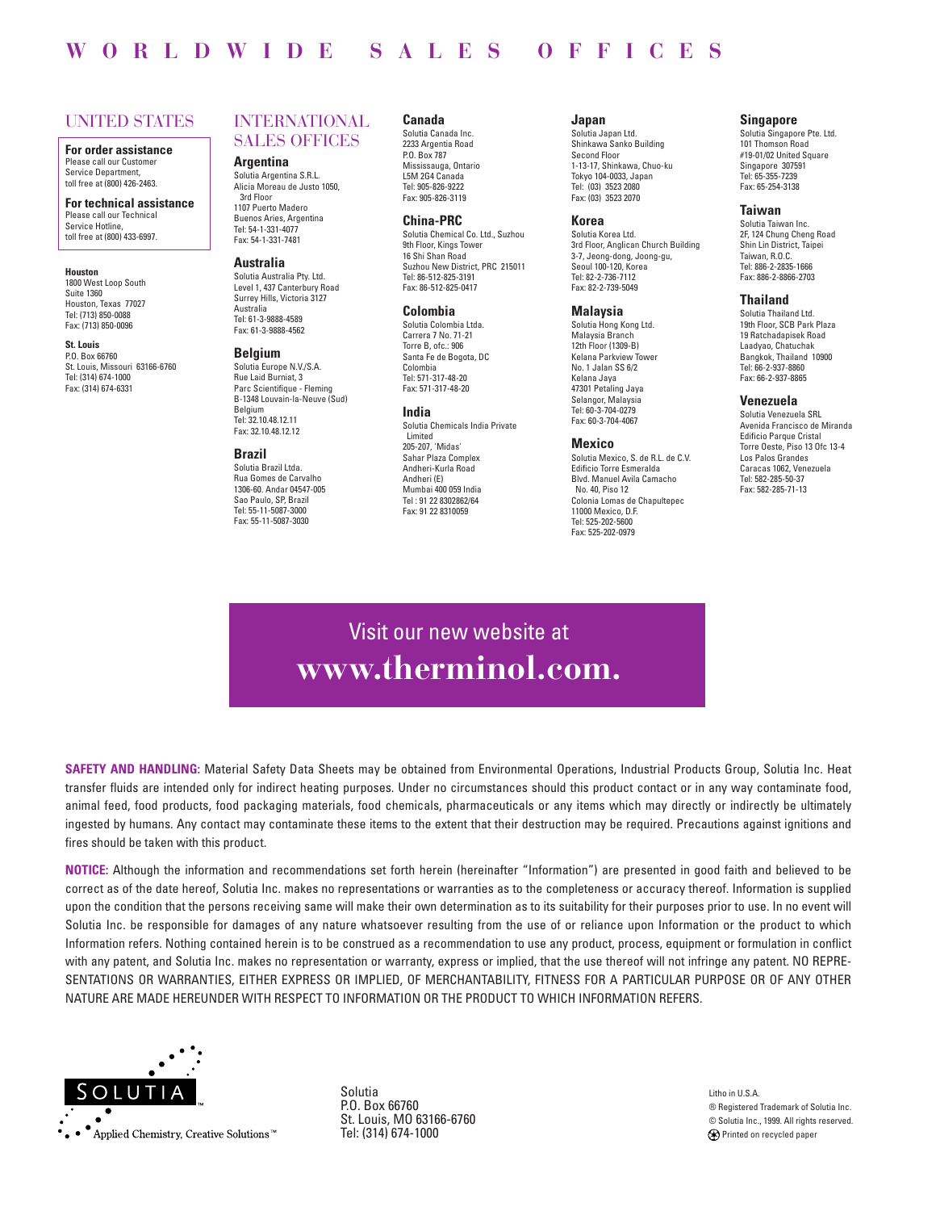# WORLDWIDE SALES OFFICES

## UNITED STATES

**For order assistance**
Please call our Customer Service Department, toll free at (800) 426-2463.

**For technical assistance**
Please call our Technical Service Hotline, toll free at (800) 433-6997.

**Houston**
1800 West Loop South
Suite 1360
Houston, Texas 77027
Tel: (713) 850-0088
Fax: (713) 850-0096

**St. Louis**
P.O. Box 66760
St. Louis, Missouri 63166-6760
Tel: (314) 674-1000
Fax: (314) 674-6331

## INTERNATIONAL SALES OFFICES

### Argentina
Solutia Argentina S.R.L.
Alicia Moreau de Justo 1050, 3rd Floor
1107 Puerto Madero
Buenos Aries, Argentina
Tel: 54-1-331-4077
Fax: 54-1-331-7481

### Australia
Solutia Australia Pty. Ltd.
Level 1, 437 Canterbury Road
Surrey Hills, Victoria 3127
Australia
Tel: 61-3-9888-4589
Fax: 61-3-9888-4562

### Belgium
Solutia Europe N.V./S.A.
Rue Laid Burniat, 3
Parc Scientifique - Fleming
B-1348 Louvain-la-Neuve (Sud)
Belgium
Tel: 32.10.48.12.11
Fax: 32.10.48.12.12

### Brazil
Solutia Brazil Ltda.
Rua Gomes de Carvalho
1306-60. Andar 04547-005
Sao Paulo, SP, Brazil
Tel: 55-11-5087-3000
Fax: 55-11-5087-3030

### Canada
Solutia Canada Inc.
2233 Argentia Road
P.O. Box 787
Mississauga, Ontario
L5M 2G4 Canada
Tel: 905-826-9222
Fax: 905-826-3119

### China-PRC
Solutia Chemical Co. Ltd., Suzhou
9th Floor, Kings Tower
16 Shi Shan Road
Suzhou New District, PRC 215011
Tel: 86-512-825-3191
Fax: 86-512-825-0417

### Colombia
Solutia Colombia Ltda.
Carrera 7 No. 71-21
Torre B, ofc.: 906
Santa Fe de Bogota, DC
Colombia
Tel: 571-317-48-20
Fax: 571-317-48-20

### India
Solutia Chemicals India Private Limited
205-207, 'Midas'
Sahar Plaza Complex
Andheri-Kurla Road
Andheri (E)
Mumbai 400 059 India
Tel : 91 22 8302862/64
Fax: 91 22 8310059

### Japan
Solutia Japan Ltd.
Shinkawa Sanko Building
Second Floor
1-13-17, Shinkawa, Chuo-ku
Tokyo 104-0033, Japan
Tel: (03) 3523 2080
Fax: (03) 3523 2070

### Korea
Solutia Korea Ltd.
3rd Floor, Anglican Church Building
3-7, Jeong-dong, Joong-gu,
Seoul 100-120, Korea
Tel: 82-2-736-7112
Fax: 82-2-739-5049

### Malaysia
Solutia Hong Kong Ltd.
Malaysia Branch
12th Floor (1309-B)
Kelana Parkview Tower
No. 1 Jalan SS 6/2
Kelana Jaya
47301 Petaling Jaya
Selangor, Malaysia
Tel: 60-3-704-0279
Fax: 60-3-704-4067

### Mexico
Solutia Mexico, S. de R.L. de C.V.
Edificio Torre Esmeralda
Blvd. Manuel Avila Camacho No. 40, Piso 12
Colonia Lomas de Chapultepec
11000 Mexico, D.F.
Tel: 525-202-5600
Fax: 525-202-0979

### Singapore
Solutia Singapore Pte. Ltd.
101 Thomson Road
#19-01/02 United Square
Singapore 307591
Tel: 65-355-7239
Fax: 65-254-3138

### Taiwan
Solutia Taiwan Inc.
2F, 124 Chung Cheng Road
Shin Lin District, Taipei
Taiwan, R.O.C.
Tel: 886-2-2835-1666
Fax: 886-2-8866-2703

### Thailand
Solutia Thailand Ltd.
19th Floor, SCB Park Plaza
19 Ratchadapisek Road
Laadyao, Chatuchak
Bangkok, Thailand 10900
Tel: 66-2-937-8860
Fax: 66-2-937-8865

### Venezuela
Solutia Venezuela SRL
Avenida Francisco de Miranda
Edificio Parque Cristal
Torre Oeste, Piso 13 Ofc 13-4
Los Palos Grandes
Caracas 1062, Venezuela
Tel: 582-285-50-37
Fax: 582-285-71-13

Visit our new website at
**www.therminol.com.**

**SAFETY AND HANDLING:** Material Safety Data Sheets may be obtained from Environmental Operations, Industrial Products Group, Solutia Inc. Heat transfer fluids are intended only for indirect heating purposes. Under no circumstances should this product contact or in any way contaminate food, animal feed, food products, food packaging materials, food chemicals, pharmaceuticals or any items which may directly or indirectly be ultimately ingested by humans. Any contact may contaminate these items to the extent that their destruction may be required. Precautions against ignitions and fires should be taken with this product.

**NOTICE:** Although the information and recommendations set forth herein (hereinafter "Information") are presented in good faith and believed to be correct as of the date hereof, Solutia Inc. makes no representations or warranties as to the completeness or accuracy thereof. Information is supplied upon the condition that the persons receiving same will make their own determination as to its suitability for their purposes prior to use. In no event will Solutia Inc. be responsible for damages of any nature whatsoever resulting from the use of or reliance upon Information or the product to which Information refers. Nothing contained herein is to be construed as a recommendation to use any product, process, equipment or formulation in conflict with any patent, and Solutia Inc. makes no representation or warranty, express or implied, that the use thereof will not infringe any patent. NO REPRESENTATIONS OR WARRANTIES, EITHER EXPRESS OR IMPLIED, OF MERCHANTABILITY, FITNESS FOR A PARTICULAR PURPOSE OR OF ANY OTHER NATURE ARE MADE HEREUNDER WITH RESPECT TO INFORMATION OR THE PRODUCT TO WHICH INFORMATION REFERS.

SOLUTIA™
Applied Chemistry, Creative Solutions™

Solutia
P.O. Box 66760
St. Louis, MO 63166-6760
Tel: (314) 674-1000

Litho in U.S.A.
® Registered Trademark of Solutia Inc.
© Solutia Inc., 1999. All rights reserved.
Printed on recycled paper